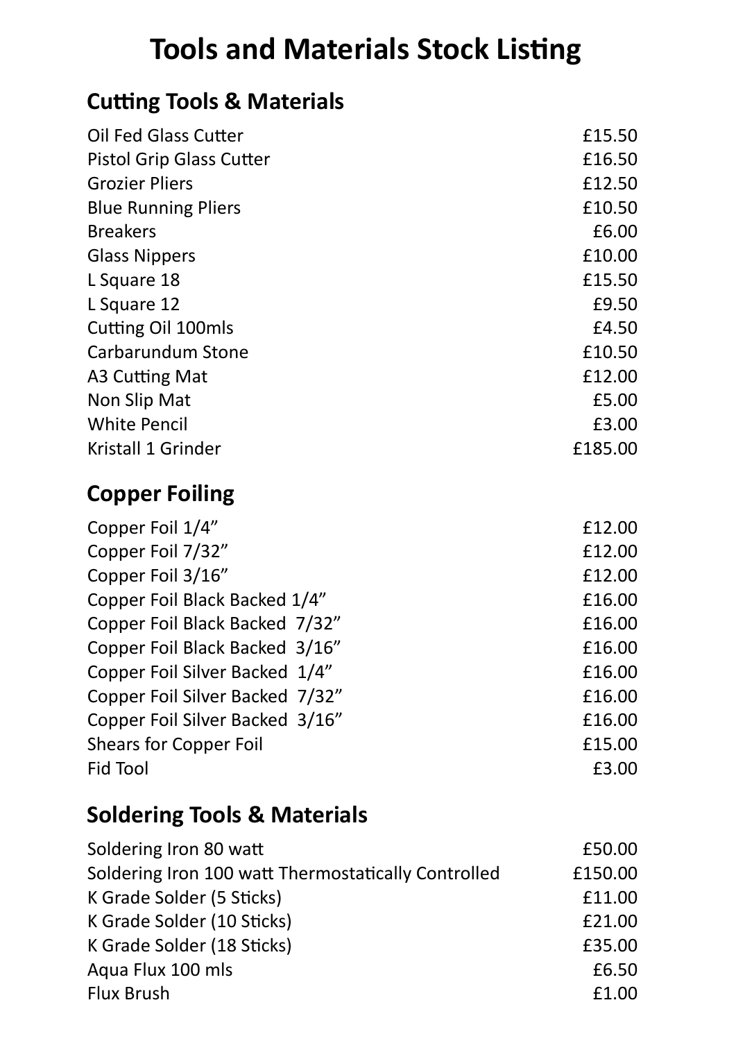# Tools and Materials Stock Listing

## Cutting Tools & Materials

| Item | Price |
|---|---|
| Oil Fed Glass Cutter | £15.50 |
| Pistol Grip Glass Cutter | £16.50 |
| Grozier Pliers | £12.50 |
| Blue Running Pliers | £10.50 |
| Breakers | £6.00 |
| Glass Nippers | £10.00 |
| L Square 18 | £15.50 |
| L Square 12 | £9.50 |
| Cutting Oil 100mls | £4.50 |
| Carbarundum Stone | £10.50 |
| A3 Cutting Mat | £12.00 |
| Non Slip Mat | £5.00 |
| White Pencil | £3.00 |
| Kristall 1 Grinder | £185.00 |

## Copper Foiling

| Item | Price |
|---|---|
| Copper Foil 1/4” | £12.00 |
| Copper Foil 7/32” | £12.00 |
| Copper Foil 3/16” | £12.00 |
| Copper Foil Black Backed 1/4” | £16.00 |
| Copper Foil Black Backed 7/32” | £16.00 |
| Copper Foil Black Backed 3/16” | £16.00 |
| Copper Foil Silver Backed 1/4” | £16.00 |
| Copper Foil Silver Backed 7/32” | £16.00 |
| Copper Foil Silver Backed 3/16” | £16.00 |
| Shears for Copper Foil | £15.00 |
| Fid Tool | £3.00 |

## Soldering Tools & Materials

| Item | Price |
|---|---|
| Soldering Iron 80 watt | £50.00 |
| Soldering Iron 100 watt Thermostatically Controlled | £150.00 |
| K Grade Solder (5 Sticks) | £11.00 |
| K Grade Solder (10 Sticks) | £21.00 |
| K Grade Solder (18 Sticks) | £35.00 |
| Aqua Flux 100 mls | £6.50 |
| Flux Brush | £1.00 |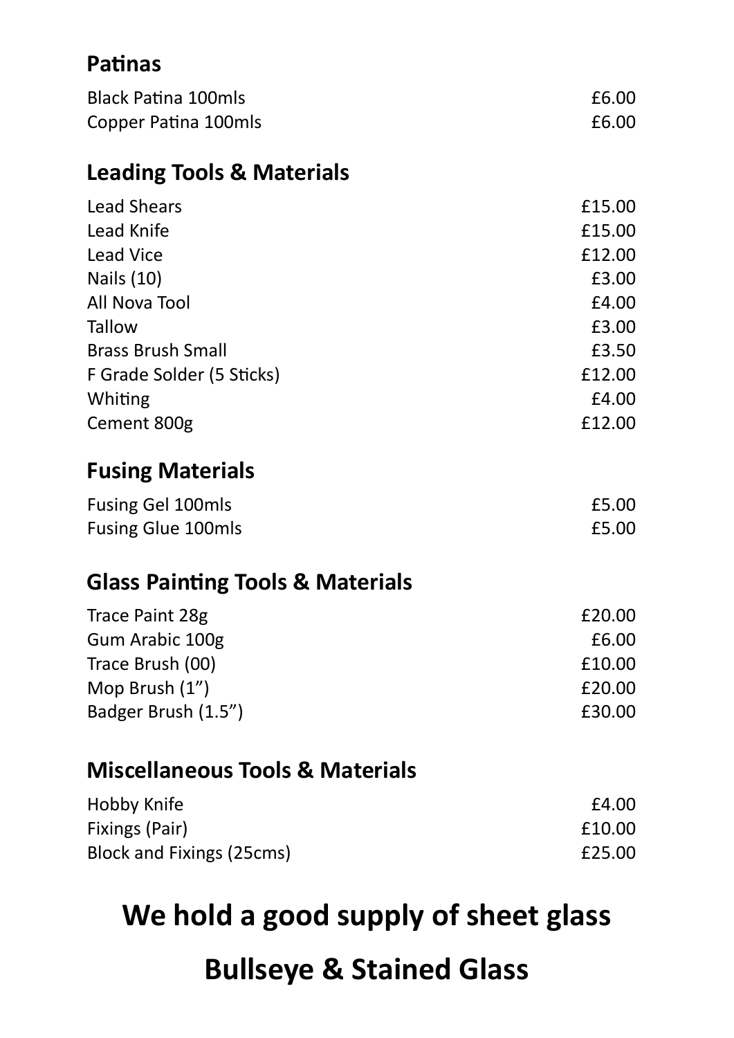## Patinas

| | |
|---|---|
| Black Patina 100mls | £6.00 |
| Copper Patina 100mls | £6.00 |

## Leading Tools & Materials

| | |
|---|---|
| Lead Shears | £15.00 |
| Lead Knife | £15.00 |
| Lead Vice | £12.00 |
| Nails (10) | £3.00 |
| All Nova Tool | £4.00 |
| Tallow | £3.00 |
| Brass Brush Small | £3.50 |
| F Grade Solder (5 Sticks) | £12.00 |
| Whiting | £4.00 |
| Cement 800g | £12.00 |

## Fusing Materials

| | |
|---|---|
| Fusing Gel 100mls | £5.00 |
| Fusing Glue 100mls | £5.00 |

## Glass Painting Tools & Materials

| | |
|---|---|
| Trace Paint 28g | £20.00 |
| Gum Arabic 100g | £6.00 |
| Trace Brush (00) | £10.00 |
| Mop Brush (1") | £20.00 |
| Badger Brush (1.5") | £30.00 |

## Miscellaneous Tools & Materials

| | |
|---|---|
| Hobby Knife | £4.00 |
| Fixings (Pair) | £10.00 |
| Block and Fixings (25cms) | £25.00 |

# We hold a good supply of sheet glass

# Bullseye & Stained Glass